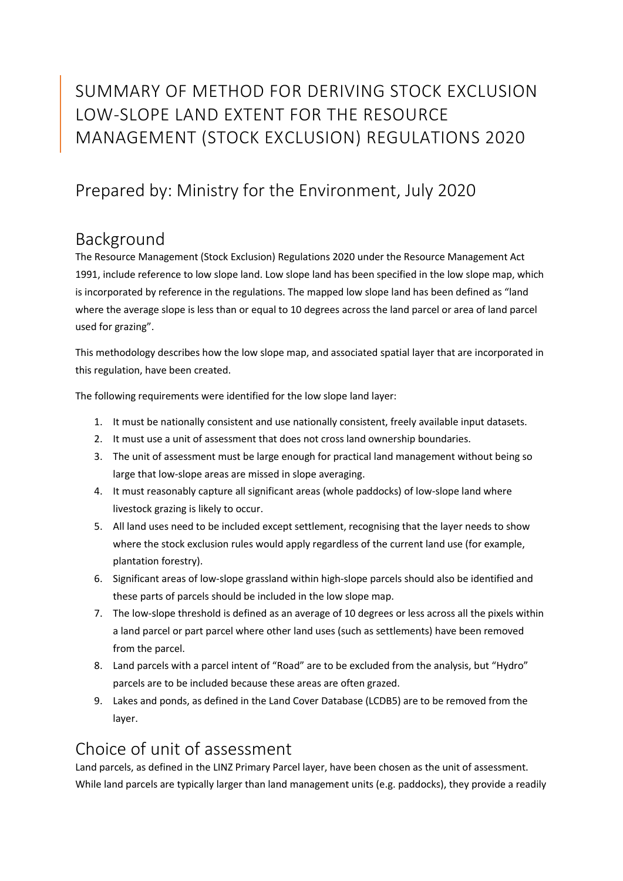# SUMMARY OF METHOD FOR DERIVING STOCK EXCLUSION LOW-SLOPE LAND EXTENT FOR THE RESOURCE MANAGEMENT (STOCK EXCLUSION) REGULATIONS 2020

## Prepared by: Ministry for the Environment, July 2020

## Background

The Resource Management (Stock Exclusion) Regulations 2020 under the Resource Management Act 1991, include reference to low slope land. Low slope land has been specified in the low slope map, which is incorporated by reference in the regulations. The mapped low slope land has been defined as "land where the average slope is less than or equal to 10 degrees across the land parcel or area of land parcel used for grazing".

This methodology describes how the low slope map, and associated spatial layer that are incorporated in this regulation, have been created.

The following requirements were identified for the low slope land layer:

1. It must be nationally consistent and use nationally consistent, freely available input datasets.
2. It must use a unit of assessment that does not cross land ownership boundaries.
3. The unit of assessment must be large enough for practical land management without being so large that low-slope areas are missed in slope averaging.
4. It must reasonably capture all significant areas (whole paddocks) of low-slope land where livestock grazing is likely to occur.
5. All land uses need to be included except settlement, recognising that the layer needs to show where the stock exclusion rules would apply regardless of the current land use (for example, plantation forestry).
6. Significant areas of low-slope grassland within high-slope parcels should also be identified and these parts of parcels should be included in the low slope map.
7. The low-slope threshold is defined as an average of 10 degrees or less across all the pixels within a land parcel or part parcel where other land uses (such as settlements) have been removed from the parcel.
8. Land parcels with a parcel intent of "Road" are to be excluded from the analysis, but "Hydro" parcels are to be included because these areas are often grazed.
9. Lakes and ponds, as defined in the Land Cover Database (LCDB5) are to be removed from the layer.

## Choice of unit of assessment

Land parcels, as defined in the LINZ Primary Parcel layer, have been chosen as the unit of assessment. While land parcels are typically larger than land management units (e.g. paddocks), they provide a readily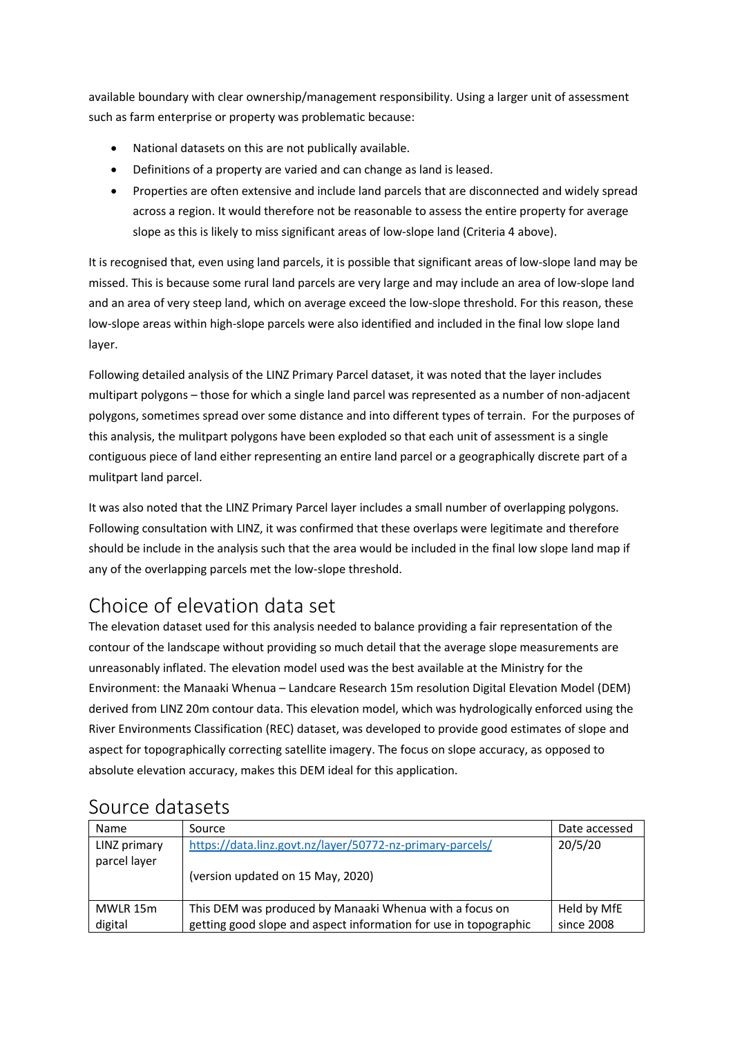available boundary with clear ownership/management responsibility. Using a larger unit of assessment such as farm enterprise or property was problematic because:

- National datasets on this are not publically available.
- Definitions of a property are varied and can change as land is leased.
- Properties are often extensive and include land parcels that are disconnected and widely spread across a region. It would therefore not be reasonable to assess the entire property for average slope as this is likely to miss significant areas of low-slope land (Criteria 4 above).

It is recognised that, even using land parcels, it is possible that significant areas of low-slope land may be missed. This is because some rural land parcels are very large and may include an area of low-slope land and an area of very steep land, which on average exceed the low-slope threshold. For this reason, these low-slope areas within high-slope parcels were also identified and included in the final low slope land layer.

Following detailed analysis of the LINZ Primary Parcel dataset, it was noted that the layer includes multipart polygons – those for which a single land parcel was represented as a number of non-adjacent polygons, sometimes spread over some distance and into different types of terrain. For the purposes of this analysis, the mulitpart polygons have been exploded so that each unit of assessment is a single contiguous piece of land either representing an entire land parcel or a geographically discrete part of a mulitpart land parcel.

It was also noted that the LINZ Primary Parcel layer includes a small number of overlapping polygons. Following consultation with LINZ, it was confirmed that these overlaps were legitimate and therefore should be include in the analysis such that the area would be included in the final low slope land map if any of the overlapping parcels met the low-slope threshold.

## Choice of elevation data set

The elevation dataset used for this analysis needed to balance providing a fair representation of the contour of the landscape without providing so much detail that the average slope measurements are unreasonably inflated. The elevation model used was the best available at the Ministry for the Environment: the Manaaki Whenua – Landcare Research 15m resolution Digital Elevation Model (DEM) derived from LINZ 20m contour data. This elevation model, which was hydrologically enforced using the River Environments Classification (REC) dataset, was developed to provide good estimates of slope and aspect for topographically correcting satellite imagery. The focus on slope accuracy, as opposed to absolute elevation accuracy, makes this DEM ideal for this application.

## Source datasets

| Name | Source | Date accessed |
|---|---|---|
| LINZ primary parcel layer | https://data.linz.govt.nz/layer/50772-nz-primary-parcels/ <br><br> (version updated on 15 May, 2020) | 20/5/20 |
| MWLR 15m digital | This DEM was produced by Manaaki Whenua with a focus on getting good slope and aspect information for use in topographic | Held by MfE since 2008 |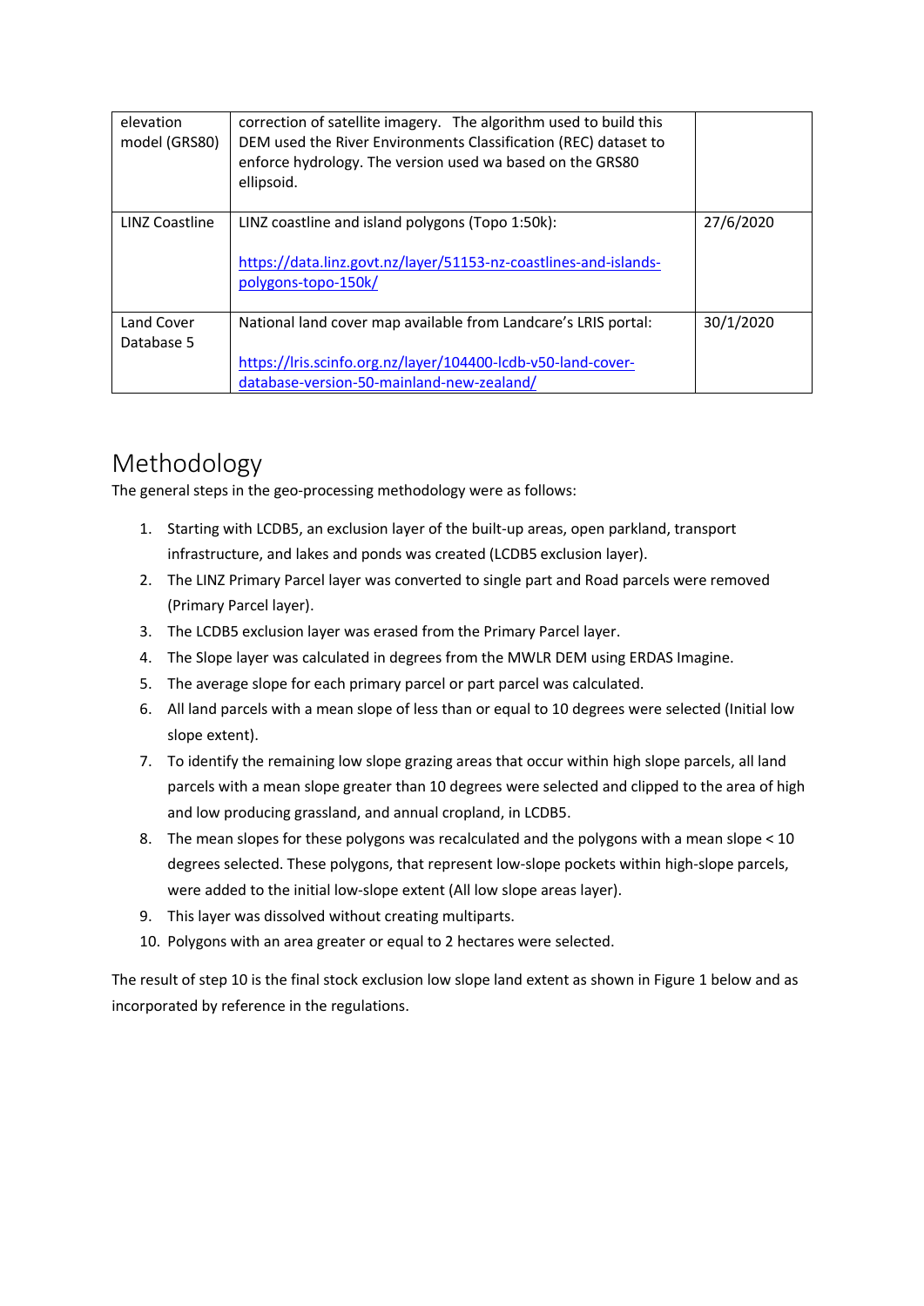| | | |
|---|---|---|
| elevation model (GRS80) | correction of satellite imagery. The algorithm used to build this DEM used the River Environments Classification (REC) dataset to enforce hydrology. The version used wa based on the GRS80 ellipsoid. | |
| LINZ Coastline | LINZ coastline and island polygons (Topo 1:50k): https://data.linz.govt.nz/layer/51153-nz-coastlines-and-islands-polygons-topo-150k/ | 27/6/2020 |
| Land Cover Database 5 | National land cover map available from Landcare's LRIS portal: https://lris.scinfo.org.nz/layer/104400-lcdb-v50-land-cover-database-version-50-mainland-new-zealand/ | 30/1/2020 |

# Methodology

The general steps in the geo-processing methodology were as follows:

1. Starting with LCDB5, an exclusion layer of the built-up areas, open parkland, transport infrastructure, and lakes and ponds was created (LCDB5 exclusion layer).
2. The LINZ Primary Parcel layer was converted to single part and Road parcels were removed (Primary Parcel layer).
3. The LCDB5 exclusion layer was erased from the Primary Parcel layer.
4. The Slope layer was calculated in degrees from the MWLR DEM using ERDAS Imagine.
5. The average slope for each primary parcel or part parcel was calculated.
6. All land parcels with a mean slope of less than or equal to 10 degrees were selected (Initial low slope extent).
7. To identify the remaining low slope grazing areas that occur within high slope parcels, all land parcels with a mean slope greater than 10 degrees were selected and clipped to the area of high and low producing grassland, and annual cropland, in LCDB5.
8. The mean slopes for these polygons was recalculated and the polygons with a mean slope < 10 degrees selected. These polygons, that represent low-slope pockets within high-slope parcels, were added to the initial low-slope extent (All low slope areas layer).
9. This layer was dissolved without creating multiparts.
10. Polygons with an area greater or equal to 2 hectares were selected.

The result of step 10 is the final stock exclusion low slope land extent as shown in Figure 1 below and as incorporated by reference in the regulations.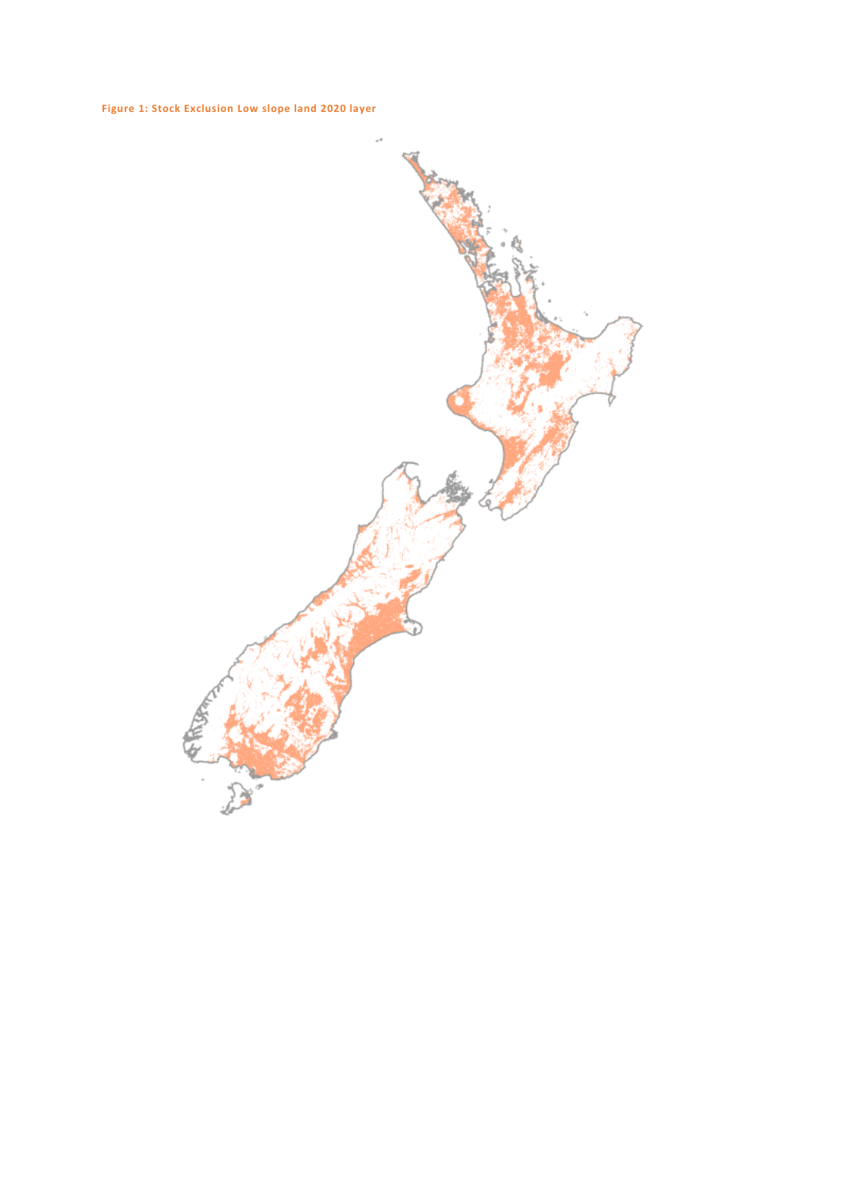Figure 1: Stock Exclusion Low slope land 2020 layer